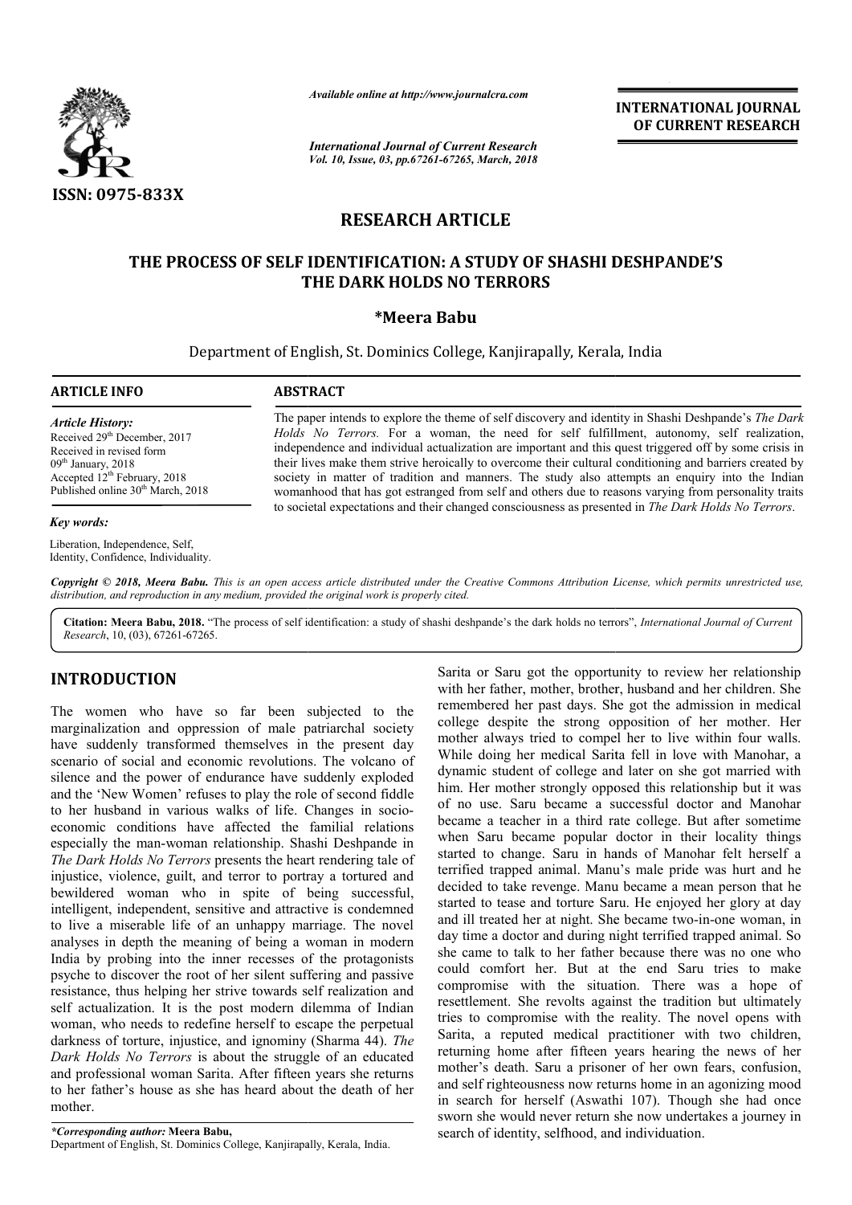ISSN: 0975-833X

*Available online at http://www.journalcra.com*

*International Journal of Current Research*
*Vol. 10, Issue, 03, pp.67261-67265, March, 2018*

**INTERNATIONAL JOURNAL OF CURRENT RESEARCH**

# RESEARCH ARTICLE

## THE PROCESS OF SELF IDENTIFICATION: A STUDY OF SHASHI DESHPANDE'S THE DARK HOLDS NO TERRORS

**\*Meera Babu**

Department of English, St. Dominics College, Kanjirapally, Kerala, India

**ARTICLE INFO**

*Article History:*
Received 29th December, 2017
Received in revised form 09th January, 2018
Accepted 12th February, 2018
Published online 30th March, 2018

*Key words:*
Liberation, Independence, Self, Identity, Confidence, Individuality.

**ABSTRACT**

The paper intends to explore the theme of self discovery and identity in Shashi Deshpande's *The Dark Holds No Terrors.* For a woman, the need for self fulfillment, autonomy, self realization, independence and individual actualization are important and this quest triggered off by some crisis in their lives make them strive heroically to overcome their cultural conditioning and barriers created by society in matter of tradition and manners. The study also attempts an enquiry into the Indian womanhood that has got estranged from self and others due to reasons varying from personality traits to societal expectations and their changed consciousness as presented in *The Dark Holds No Terrors*.

*Copyright © 2018, Meera Babu. This is an open access article distributed under the Creative Commons Attribution License, which permits unrestricted use, distribution, and reproduction in any medium, provided the original work is properly cited.*

**Citation: Meera Babu, 2018.** "The process of self identification: a study of shashi deshpande's the dark holds no terrors", *International Journal of Current Research*, 10, (03), 67261-67265.

# INTRODUCTION

The women who have so far been subjected to the marginalization and oppression of male patriarchal society have suddenly transformed themselves in the present day scenario of social and economic revolutions. The volcano of silence and the power of endurance have suddenly exploded and the 'New Women' refuses to play the role of second fiddle to her husband in various walks of life. Changes in socio-economic conditions have affected the familial relations especially the man-woman relationship. Shashi Deshpande in *The Dark Holds No Terrors* presents the heart rendering tale of injustice, violence, guilt, and terror to portray a tortured and bewildered woman who in spite of being successful, intelligent, independent, sensitive and attractive is condemned to live a miserable life of an unhappy marriage. The novel analyses in depth the meaning of being a woman in modern India by probing into the inner recesses of the protagonists psyche to discover the root of her silent suffering and passive resistance, thus helping her strive towards self realization and self actualization. It is the post modern dilemma of Indian woman, who needs to redefine herself to escape the perpetual darkness of torture, injustice, and ignominy (Sharma 44). *The Dark Holds No Terrors* is about the struggle of an educated and professional woman Sarita. After fifteen years she returns to her father's house as she has heard about the death of her mother.

Sarita or Saru got the opportunity to review her relationship with her father, mother, brother, husband and her children. She remembered her past days. She got the admission in medical college despite the strong opposition of her mother. Her mother always tried to compel her to live within four walls. While doing her medical Sarita fell in love with Manohar, a dynamic student of college and later on she got married with him. Her mother strongly opposed this relationship but it was of no use. Saru became a successful doctor and Manohar became a teacher in a third rate college. But after sometime when Saru became popular doctor in their locality things started to change. Saru in hands of Manohar felt herself a terrified trapped animal. Manu's male pride was hurt and he decided to take revenge. Manu became a mean person that he started to tease and torture Saru. He enjoyed her glory at day and ill treated her at night. She became two-in-one woman, in day time a doctor and during night terrified trapped animal. So she came to talk to her father because there was no one who could comfort her. But at the end Saru tries to make compromise with the situation. There was a hope of resettlement. She revolts against the tradition but ultimately tries to compromise with the reality. The novel opens with Sarita, a reputed medical practitioner with two children, returning home after fifteen years hearing the news of her mother's death. Saru a prisoner of her own fears, confusion, and self righteousness now returns home in an agonizing mood in search for herself (Aswathi 107). Though she had once sworn she would never return she now undertakes a journey in search of identity, selfhood, and individuation.

*\*Corresponding author:* **Meera Babu,**
Department of English, St. Dominics College, Kanjirapally, Kerala, India.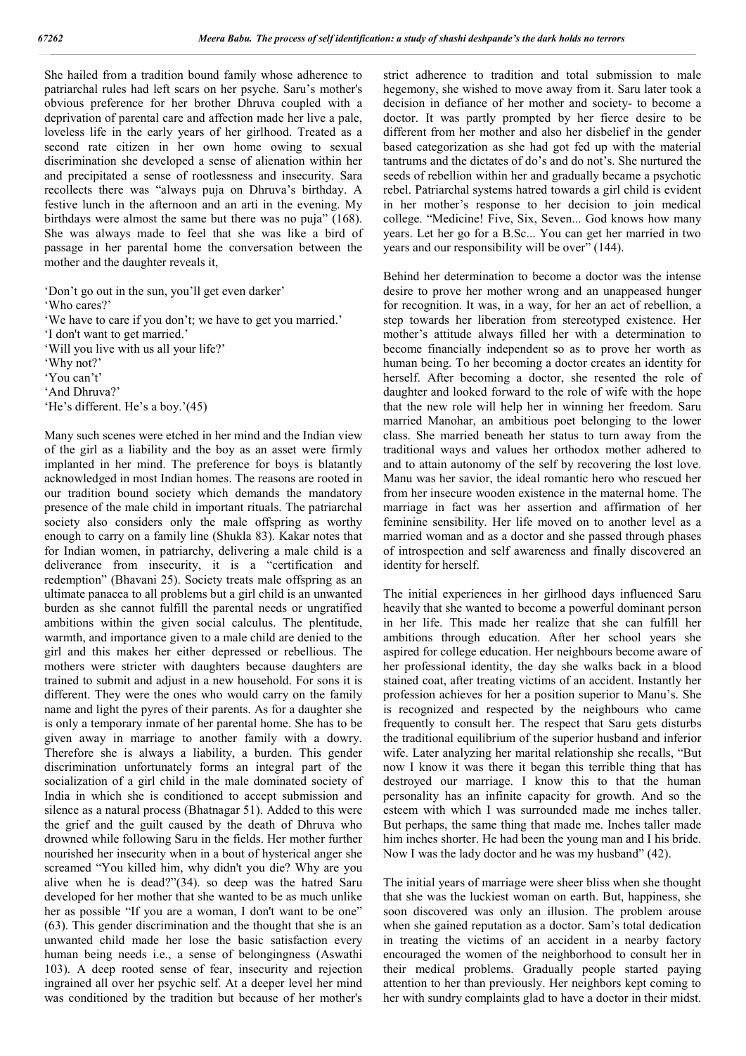She hailed from a tradition bound family whose adherence to patriarchal rules had left scars on her psyche. Saru's mother's obvious preference for her brother Dhruva coupled with a deprivation of parental care and affection made her live a pale, loveless life in the early years of her girlhood. Treated as a second rate citizen in her own home owing to sexual discrimination she developed a sense of alienation within her and precipitated a sense of rootlessness and insecurity. Sara recollects there was "always puja on Dhruva's birthday. A festive lunch in the afternoon and an arti in the evening. My birthdays were almost the same but there was no puja" (168). She was always made to feel that she was like a bird of passage in her parental home the conversation between the mother and the daughter reveals it,

'Don't go out in the sun, you'll get even darker'
'Who cares?'
'We have to care if you don't; we have to get you married.'
'I don't want to get married.'
'Will you live with us all your life?'
'Why not?'
'You can't'
'And Dhruva?'
'He's different. He's a boy.'(45)

Many such scenes were etched in her mind and the Indian view of the girl as a liability and the boy as an asset were firmly implanted in her mind. The preference for boys is blatantly acknowledged in most Indian homes. The reasons are rooted in our tradition bound society which demands the mandatory presence of the male child in important rituals. The patriarchal society also considers only the male offspring as worthy enough to carry on a family line (Shukla 83). Kakar notes that for Indian women, in patriarchy, delivering a male child is a deliverance from insecurity, it is a "certification and redemption" (Bhavani 25). Society treats male offspring as an ultimate panacea to all problems but a girl child is an unwanted burden as she cannot fulfill the parental needs or ungratified ambitions within the given social calculus. The plentitude, warmth, and importance given to a male child are denied to the girl and this makes her either depressed or rebellious. The mothers were stricter with daughters because daughters are trained to submit and adjust in a new household. For sons it is different. They were the ones who would carry on the family name and light the pyres of their parents. As for a daughter she is only a temporary inmate of her parental home. She has to be given away in marriage to another family with a dowry. Therefore she is always a liability, a burden. This gender discrimination unfortunately forms an integral part of the socialization of a girl child in the male dominated society of India in which she is conditioned to accept submission and silence as a natural process (Bhatnagar 51). Added to this were the grief and the guilt caused by the death of Dhruva who drowned while following Saru in the fields. Her mother further nourished her insecurity when in a bout of hysterical anger she screamed "You killed him, why didn't you die? Why are you alive when he is dead?"(34). so deep was the hatred Saru developed for her mother that she wanted to be as much unlike her as possible "If you are a woman, I don't want to be one" (63). This gender discrimination and the thought that she is an unwanted child made her lose the basic satisfaction every human being needs i.e., a sense of belongingness (Aswathi 103). A deep rooted sense of fear, insecurity and rejection ingrained all over her psychic self. At a deeper level her mind was conditioned by the tradition but because of her mother's strict adherence to tradition and total submission to male hegemony, she wished to move away from it. Saru later took a decision in defiance of her mother and society- to become a doctor. It was partly prompted by her fierce desire to be different from her mother and also her disbelief in the gender based categorization as she had got fed up with the material tantrums and the dictates of do's and do not's. She nurtured the seeds of rebellion within her and gradually became a psychotic rebel. Patriarchal systems hatred towards a girl child is evident in her mother's response to her decision to join medical college. "Medicine! Five, Six, Seven... God knows how many years. Let her go for a B.Sc... You can get her married in two years and our responsibility will be over" (144).

Behind her determination to become a doctor was the intense desire to prove her mother wrong and an unappeased hunger for recognition. It was, in a way, for her an act of rebellion, a step towards her liberation from stereotyped existence. Her mother's attitude always filled her with a determination to become financially independent so as to prove her worth as human being. To her becoming a doctor creates an identity for herself. After becoming a doctor, she resented the role of daughter and looked forward to the role of wife with the hope that the new role will help her in winning her freedom. Saru married Manohar, an ambitious poet belonging to the lower class. She married beneath her status to turn away from the traditional ways and values her orthodox mother adhered to and to attain autonomy of the self by recovering the lost love. Manu was her savior, the ideal romantic hero who rescued her from her insecure wooden existence in the maternal home. The marriage in fact was her assertion and affirmation of her feminine sensibility. Her life moved on to another level as a married woman and as a doctor and she passed through phases of introspection and self awareness and finally discovered an identity for herself.

The initial experiences in her girlhood days influenced Saru heavily that she wanted to become a powerful dominant person in her life. This made her realize that she can fulfill her ambitions through education. After her school years she aspired for college education. Her neighbours become aware of her professional identity, the day she walks back in a blood stained coat, after treating victims of an accident. Instantly her profession achieves for her a position superior to Manu's. She is recognized and respected by the neighbours who came frequently to consult her. The respect that Saru gets disturbs the traditional equilibrium of the superior husband and inferior wife. Later analyzing her marital relationship she recalls, "But now I know it was there it began this terrible thing that has destroyed our marriage. I know this to that the human personality has an infinite capacity for growth. And so the esteem with which I was surrounded made me inches taller. But perhaps, the same thing that made me. Inches taller made him inches shorter. He had been the young man and I his bride. Now I was the lady doctor and he was my husband" (42).

The initial years of marriage were sheer bliss when she thought that she was the luckiest woman on earth. But, happiness, she soon discovered was only an illusion. The problem arouse when she gained reputation as a doctor. Sam's total dedication in treating the victims of an accident in a nearby factory encouraged the women of the neighborhood to consult her in their medical problems. Gradually people started paying attention to her than previously. Her neighbors kept coming to her with sundry complaints glad to have a doctor in their midst.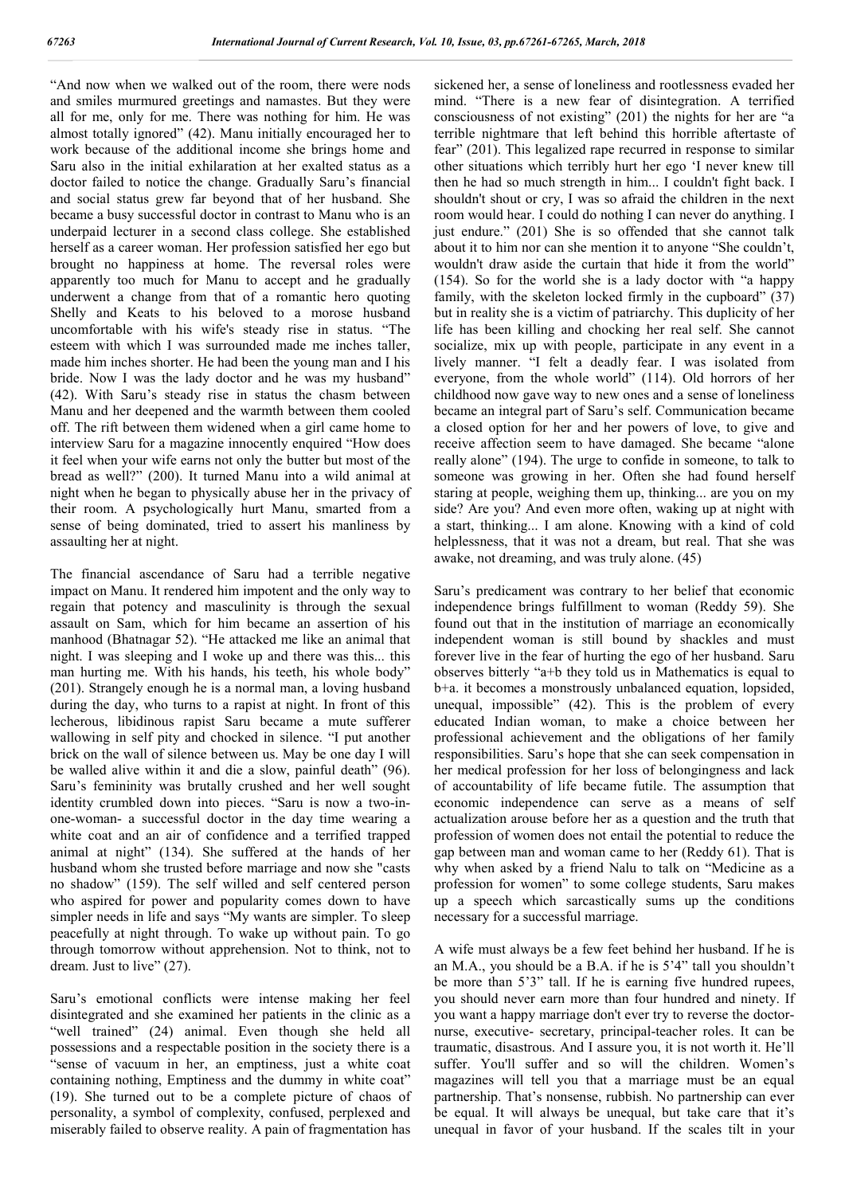"And now when we walked out of the room, there were nods and smiles murmured greetings and namastes. But they were all for me, only for me. There was nothing for him. He was almost totally ignored" (42). Manu initially encouraged her to work because of the additional income she brings home and Saru also in the initial exhilaration at her exalted status as a doctor failed to notice the change. Gradually Saru's financial and social status grew far beyond that of her husband. She became a busy successful doctor in contrast to Manu who is an underpaid lecturer in a second class college. She established herself as a career woman. Her profession satisfied her ego but brought no happiness at home. The reversal roles were apparently too much for Manu to accept and he gradually underwent a change from that of a romantic hero quoting Shelly and Keats to his beloved to a morose husband uncomfortable with his wife's steady rise in status. "The esteem with which I was surrounded made me inches taller, made him inches shorter. He had been the young man and I his bride. Now I was the lady doctor and he was my husband" (42). With Saru's steady rise in status the chasm between Manu and her deepened and the warmth between them cooled off. The rift between them widened when a girl came home to interview Saru for a magazine innocently enquired "How does it feel when your wife earns not only the butter but most of the bread as well?" (200). It turned Manu into a wild animal at night when he began to physically abuse her in the privacy of their room. A psychologically hurt Manu, smarted from a sense of being dominated, tried to assert his manliness by assaulting her at night.

The financial ascendance of Saru had a terrible negative impact on Manu. It rendered him impotent and the only way to regain that potency and masculinity is through the sexual assault on Sam, which for him became an assertion of his manhood (Bhatnagar 52). "He attacked me like an animal that night. I was sleeping and I woke up and there was this... this man hurting me. With his hands, his teeth, his whole body" (201). Strangely enough he is a normal man, a loving husband during the day, who turns to a rapist at night. In front of this lecherous, libidinous rapist Saru became a mute sufferer wallowing in self pity and chocked in silence. "I put another brick on the wall of silence between us. May be one day I will be walled alive within it and die a slow, painful death" (96). Saru's femininity was brutally crushed and her well sought identity crumbled down into pieces. "Saru is now a two-in-one-woman- a successful doctor in the day time wearing a white coat and an air of confidence and a terrified trapped animal at night" (134). She suffered at the hands of her husband whom she trusted before marriage and now she "casts no shadow" (159). The self willed and self centered person who aspired for power and popularity comes down to have simpler needs in life and says "My wants are simpler. To sleep peacefully at night through. To wake up without pain. To go through tomorrow without apprehension. Not to think, not to dream. Just to live" (27).

Saru's emotional conflicts were intense making her feel disintegrated and she examined her patients in the clinic as a "well trained" (24) animal. Even though she held all possessions and a respectable position in the society there is a "sense of vacuum in her, an emptiness, just a white coat containing nothing, Emptiness and the dummy in white coat" (19). She turned out to be a complete picture of chaos of personality, a symbol of complexity, confused, perplexed and miserably failed to observe reality. A pain of fragmentation has sickened her, a sense of loneliness and rootlessness evaded her mind. "There is a new fear of disintegration. A terrified consciousness of not existing" (201) the nights for her are "a terrible nightmare that left behind this horrible aftertaste of fear" (201). This legalized rape recurred in response to similar other situations which terribly hurt her ego 'I never knew till then he had so much strength in him... I couldn't fight back. I shouldn't shout or cry, I was so afraid the children in the next room would hear. I could do nothing I can never do anything. I just endure." (201) She is so offended that she cannot talk about it to him nor can she mention it to anyone "She couldn't, wouldn't draw aside the curtain that hide it from the world" (154). So for the world she is a lady doctor with "a happy family, with the skeleton locked firmly in the cupboard" (37) but in reality she is a victim of patriarchy. This duplicity of her life has been killing and chocking her real self. She cannot socialize, mix up with people, participate in any event in a lively manner. "I felt a deadly fear. I was isolated from everyone, from the whole world" (114). Old horrors of her childhood now gave way to new ones and a sense of loneliness became an integral part of Saru's self. Communication became a closed option for her and her powers of love, to give and receive affection seem to have damaged. She became "alone really alone" (194). The urge to confide in someone, to talk to someone was growing in her. Often she had found herself staring at people, weighing them up, thinking... are you on my side? Are you? And even more often, waking up at night with a start, thinking... I am alone. Knowing with a kind of cold helplessness, that it was not a dream, but real. That she was awake, not dreaming, and was truly alone. (45)

Saru's predicament was contrary to her belief that economic independence brings fulfillment to woman (Reddy 59). She found out that in the institution of marriage an economically independent woman is still bound by shackles and must forever live in the fear of hurting the ego of her husband. Saru observes bitterly "a+b they told us in Mathematics is equal to b+a. it becomes a monstrously unbalanced equation, lopsided, unequal, impossible" (42). This is the problem of every educated Indian woman, to make a choice between her professional achievement and the obligations of her family responsibilities. Saru's hope that she can seek compensation in her medical profession for her loss of belongingness and lack of accountability of life became futile. The assumption that economic independence can serve as a means of self actualization arouse before her as a question and the truth that profession of women does not entail the potential to reduce the gap between man and woman came to her (Reddy 61). That is why when asked by a friend Nalu to talk on "Medicine as a profession for women" to some college students, Saru makes up a speech which sarcastically sums up the conditions necessary for a successful marriage.

A wife must always be a few feet behind her husband. If he is an M.A., you should be a B.A. if he is 5'4" tall you shouldn't be more than 5'3" tall. If he is earning five hundred rupees, you should never earn more than four hundred and ninety. If you want a happy marriage don't ever try to reverse the doctor-nurse, executive- secretary, principal-teacher roles. It can be traumatic, disastrous. And I assure you, it is not worth it. He'll suffer. You'll suffer and so will the children. Women's magazines will tell you that a marriage must be an equal partnership. That's nonsense, rubbish. No partnership can ever be equal. It will always be unequal, but take care that it's unequal in favor of your husband. If the scales tilt in your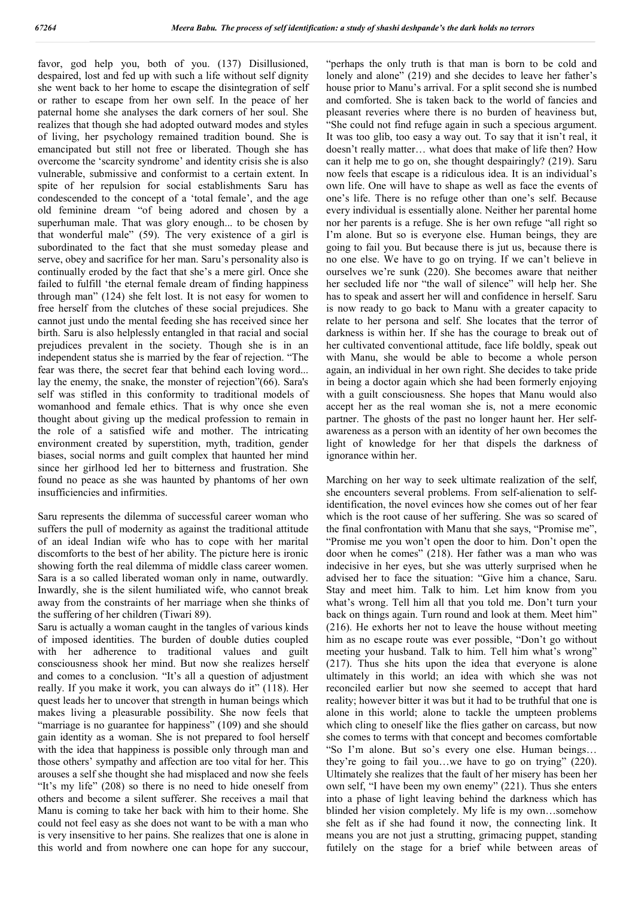favor, god help you, both of you. (137) Disillusioned, despaired, lost and fed up with such a life without self dignity she went back to her home to escape the disintegration of self or rather to escape from her own self. In the peace of her paternal home she analyses the dark corners of her soul. She realizes that though she had adopted outward modes and styles of living, her psychology remained tradition bound. She is emancipated but still not free or liberated. Though she has overcome the 'scarcity syndrome' and identity crisis she is also vulnerable, submissive and conformist to a certain extent. In spite of her repulsion for social establishments Saru has condescended to the concept of a 'total female', and the age old feminine dream "of being adored and chosen by a superhuman male. That was glory enough... to be chosen by that wonderful male" (59). The very existence of a girl is subordinated to the fact that she must someday please and serve, obey and sacrifice for her man. Saru's personality also is continually eroded by the fact that she's a mere girl. Once she failed to fulfill 'the eternal female dream of finding happiness through man" (124) she felt lost. It is not easy for women to free herself from the clutches of these social prejudices. She cannot just undo the mental feeding she has received since her birth. Saru is also helplessly entangled in that racial and social prejudices prevalent in the society. Though she is in an independent status she is married by the fear of rejection. "The fear was there, the secret fear that behind each loving word... lay the enemy, the snake, the monster of rejection"(66). Sara's self was stifled in this conformity to traditional models of womanhood and female ethics. That is why once she even thought about giving up the medical profession to remain in the role of a satisfied wife and mother. The intricating environment created by superstition, myth, tradition, gender biases, social norms and guilt complex that haunted her mind since her girlhood led her to bitterness and frustration. She found no peace as she was haunted by phantoms of her own insufficiencies and infirmities.

Saru represents the dilemma of successful career woman who suffers the pull of modernity as against the traditional attitude of an ideal Indian wife who has to cope with her marital discomforts to the best of her ability. The picture here is ironic showing forth the real dilemma of middle class career women. Sara is a so called liberated woman only in name, outwardly. Inwardly, she is the silent humiliated wife, who cannot break away from the constraints of her marriage when she thinks of the suffering of her children (Tiwari 89).

Saru is actually a woman caught in the tangles of various kinds of imposed identities. The burden of double duties coupled with her adherence to traditional values and guilt consciousness shook her mind. But now she realizes herself and comes to a conclusion. "It's all a question of adjustment really. If you make it work, you can always do it" (118). Her quest leads her to uncover that strength in human beings which makes living a pleasurable possibility. She now feels that "marriage is no guarantee for happiness" (109) and she should gain identity as a woman. She is not prepared to fool herself with the idea that happiness is possible only through man and those others' sympathy and affection are too vital for her. This arouses a self she thought she had misplaced and now she feels "It's my life" (208) so there is no need to hide oneself from others and become a silent sufferer. She receives a mail that Manu is coming to take her back with him to their home. She could not feel easy as she does not want to be with a man who is very insensitive to her pains. She realizes that one is alone in this world and from nowhere one can hope for any succour, "perhaps the only truth is that man is born to be cold and lonely and alone" (219) and she decides to leave her father's house prior to Manu's arrival. For a split second she is numbed and comforted. She is taken back to the world of fancies and pleasant reveries where there is no burden of heaviness but, "She could not find refuge again in such a specious argument. It was too glib, too easy a way out. To say that it isn't real, it doesn't really matter… what does that make of life then? How can it help me to go on, she thought despairingly? (219). Saru now feels that escape is a ridiculous idea. It is an individual's own life. One will have to shape as well as face the events of one's life. There is no refuge other than one's self. Because every individual is essentially alone. Neither her parental home nor her parents is a refuge. She is her own refuge "all right so I'm alone. But so is everyone else. Human beings, they are going to fail you. But because there is jut us, because there is no one else. We have to go on trying. If we can't believe in ourselves we're sunk (220). She becomes aware that neither her secluded life nor "the wall of silence" will help her. She has to speak and assert her will and confidence in herself. Saru is now ready to go back to Manu with a greater capacity to relate to her persona and self. She locates that the terror of darkness is within her. If she has the courage to break out of her cultivated conventional attitude, face life boldly, speak out with Manu, she would be able to become a whole person again, an individual in her own right. She decides to take pride in being a doctor again which she had been formerly enjoying with a guilt consciousness. She hopes that Manu would also accept her as the real woman she is, not a mere economic partner. The ghosts of the past no longer haunt her. Her self-awareness as a person with an identity of her own becomes the light of knowledge for her that dispels the darkness of ignorance within her.

Marching on her way to seek ultimate realization of the self, she encounters several problems. From self-alienation to self-identification, the novel evinces how she comes out of her fear which is the root cause of her suffering. She was so scared of the final confrontation with Manu that she says, "Promise me", "Promise me you won't open the door to him. Don't open the door when he comes" (218). Her father was a man who was indecisive in her eyes, but she was utterly surprised when he advised her to face the situation: "Give him a chance, Saru. Stay and meet him. Talk to him. Let him know from you what's wrong. Tell him all that you told me. Don't turn your back on things again. Turn round and look at them. Meet him" (216). He exhorts her not to leave the house without meeting him as no escape route was ever possible, "Don't go without meeting your husband. Talk to him. Tell him what's wrong" (217). Thus she hits upon the idea that everyone is alone ultimately in this world; an idea with which she was not reconciled earlier but now she seemed to accept that hard reality; however bitter it was but it had to be truthful that one is alone in this world; alone to tackle the umpteen problems which cling to oneself like the flies gather on carcass, but now she comes to terms with that concept and becomes comfortable "So I'm alone. But so's every one else. Human beings… they're going to fail you…we have to go on trying" (220). Ultimately she realizes that the fault of her misery has been her own self, "I have been my own enemy" (221). Thus she enters into a phase of light leaving behind the darkness which has blinded her vision completely. My life is my own…somehow she felt as if she had found it now, the connecting link. It means you are not just a strutting, grimacing puppet, standing futilely on the stage for a brief while between areas of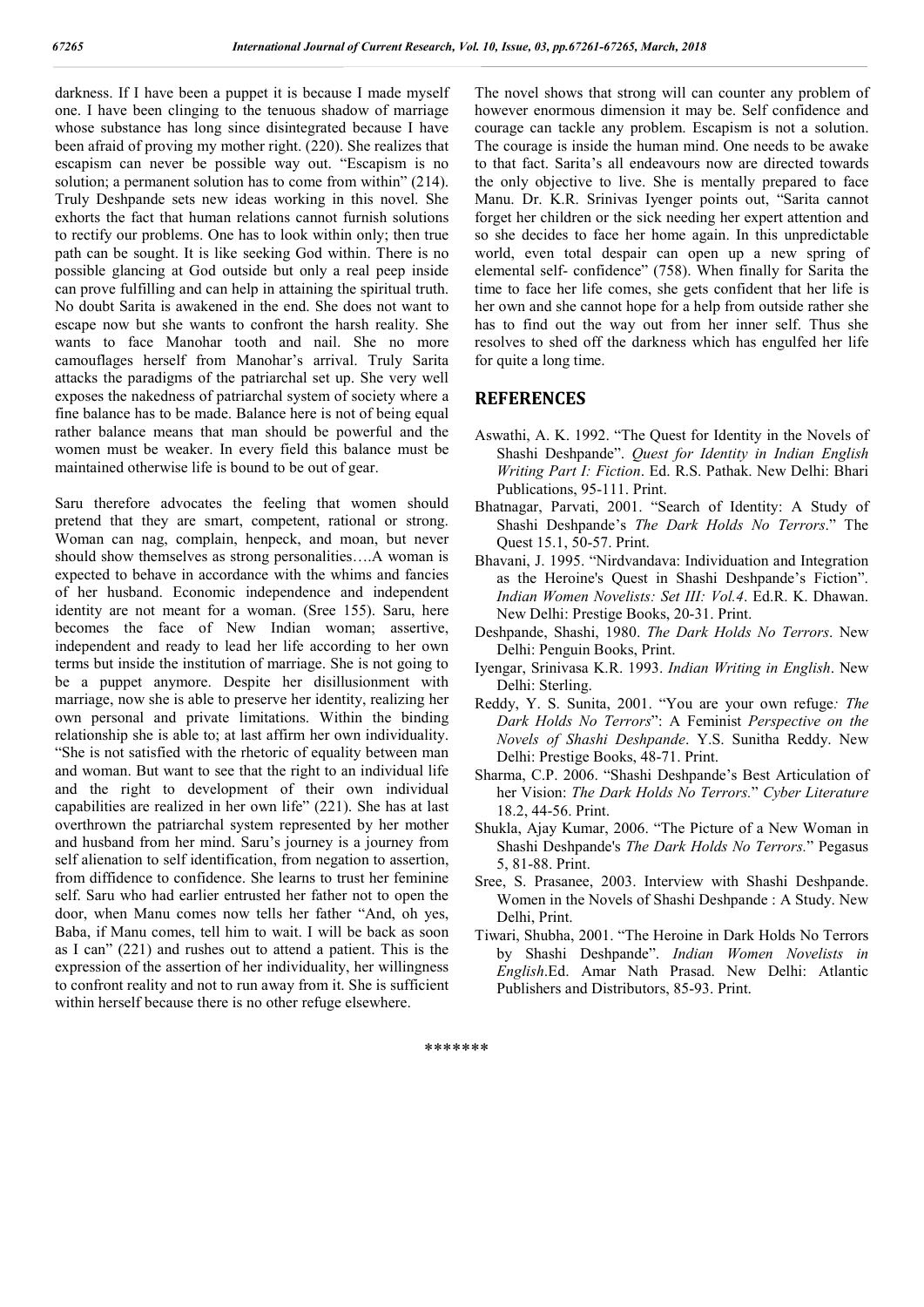darkness. If I have been a puppet it is because I made myself one. I have been clinging to the tenuous shadow of marriage whose substance has long since disintegrated because I have been afraid of proving my mother right. (220). She realizes that escapism can never be possible way out. "Escapism is no solution; a permanent solution has to come from within" (214). Truly Deshpande sets new ideas working in this novel. She exhorts the fact that human relations cannot furnish solutions to rectify our problems. One has to look within only; then true path can be sought. It is like seeking God within. There is no possible glancing at God outside but only a real peep inside can prove fulfilling and can help in attaining the spiritual truth. No doubt Sarita is awakened in the end. She does not want to escape now but she wants to confront the harsh reality. She wants to face Manohar tooth and nail. She no more camouflages herself from Manohar's arrival. Truly Sarita attacks the paradigms of the patriarchal set up. She very well exposes the nakedness of patriarchal system of society where a fine balance has to be made. Balance here is not of being equal rather balance means that man should be powerful and the women must be weaker. In every field this balance must be maintained otherwise life is bound to be out of gear.

Saru therefore advocates the feeling that women should pretend that they are smart, competent, rational or strong. Woman can nag, complain, henpeck, and moan, but never should show themselves as strong personalities….A woman is expected to behave in accordance with the whims and fancies of her husband. Economic independence and independent identity are not meant for a woman. (Sree 155). Saru, here becomes the face of New Indian woman; assertive, independent and ready to lead her life according to her own terms but inside the institution of marriage. She is not going to be a puppet anymore. Despite her disillusionment with marriage, now she is able to preserve her identity, realizing her own personal and private limitations. Within the binding relationship she is able to; at last affirm her own individuality. "She is not satisfied with the rhetoric of equality between man and woman. But want to see that the right to an individual life and the right to development of their own individual capabilities are realized in her own life" (221). She has at last overthrown the patriarchal system represented by her mother and husband from her mind. Saru's journey is a journey from self alienation to self identification, from negation to assertion, from diffidence to confidence. She learns to trust her feminine self. Saru who had earlier entrusted her father not to open the door, when Manu comes now tells her father "And, oh yes, Baba, if Manu comes, tell him to wait. I will be back as soon as I can" (221) and rushes out to attend a patient. This is the expression of the assertion of her individuality, her willingness to confront reality and not to run away from it. She is sufficient within herself because there is no other refuge elsewhere.

The novel shows that strong will can counter any problem of however enormous dimension it may be. Self confidence and courage can tackle any problem. Escapism is not a solution. The courage is inside the human mind. One needs to be awake to that fact. Sarita's all endeavours now are directed towards the only objective to live. She is mentally prepared to face Manu. Dr. K.R. Srinivas Iyenger points out, "Sarita cannot forget her children or the sick needing her expert attention and so she decides to face her home again. In this unpredictable world, even total despair can open up a new spring of elemental self- confidence" (758). When finally for Sarita the time to face her life comes, she gets confident that her life is her own and she cannot hope for a help from outside rather she has to find out the way out from her inner self. Thus she resolves to shed off the darkness which has engulfed her life for quite a long time.

## REFERENCES

Aswathi, A. K. 1992. "The Quest for Identity in the Novels of Shashi Deshpande". *Quest for Identity in Indian English Writing Part I: Fiction*. Ed. R.S. Pathak. New Delhi: Bhari Publications, 95-111. Print.

Bhatnagar, Parvati, 2001. "Search of Identity: A Study of Shashi Deshpande's *The Dark Holds No Terrors*." The Quest 15.1, 50-57. Print.

Bhavani, J. 1995. "Nirdvandava: Individuation and Integration as the Heroine's Quest in Shashi Deshpande's Fiction". *Indian Women Novelists: Set III: Vol.4*. Ed.R. K. Dhawan. New Delhi: Prestige Books, 20-31. Print.

Deshpande, Shashi, 1980. *The Dark Holds No Terrors*. New Delhi: Penguin Books, Print.

Iyengar, Srinivasa K.R. 1993. *Indian Writing in English*. New Delhi: Sterling.

Reddy, Y. S. Sunita, 2001. "You are your own refuge*: The Dark Holds No Terrors*": A Feminist *Perspective on the Novels of Shashi Deshpande*. Y.S. Sunitha Reddy. New Delhi: Prestige Books, 48-71. Print.

Sharma, C.P. 2006. "Shashi Deshpande's Best Articulation of her Vision: *The Dark Holds No Terrors.*" *Cyber Literature* 18.2, 44-56. Print.

Shukla, Ajay Kumar, 2006. "The Picture of a New Woman in Shashi Deshpande's *The Dark Holds No Terrors.*" Pegasus 5, 81-88. Print.

Sree, S. Prasanee, 2003. Interview with Shashi Deshpande. Women in the Novels of Shashi Deshpande : A Study. New Delhi, Print.

Tiwari, Shubha, 2001. "The Heroine in Dark Holds No Terrors by Shashi Deshpande". *Indian Women Novelists in English*.Ed. Amar Nath Prasad. New Delhi: Atlantic Publishers and Distributors, 85-93. Print.

*******